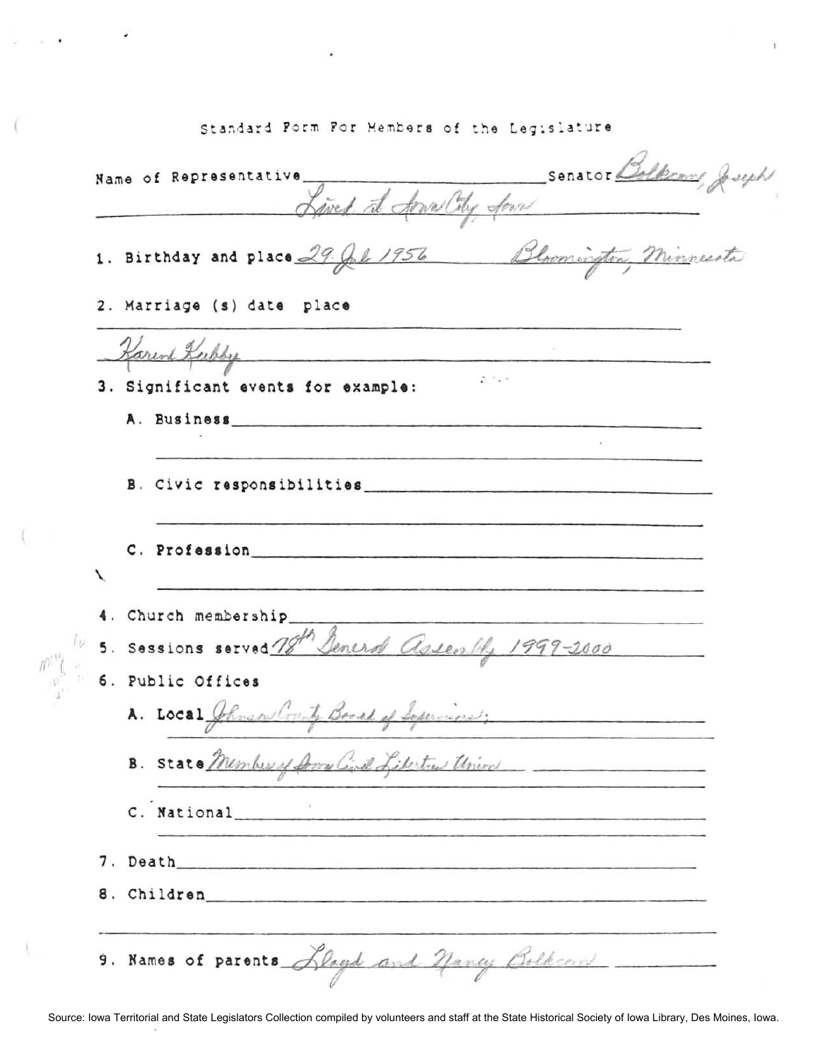Standard Form For Members of the Legislature

Name of Representative \_\_\_\_\_\_\_\_\_\_\_\_\_\_\_\_ Senator Bolkcom, Joseph

Lived at Iowa City, Iowa

1. Birthday and place 29 Jul 1956 Bloomington, Minnesota

2. Marriage (s) date place

Karen Kubby

3. Significant events for example:

   A. Business

   B. Civic responsibilities

   C. Profession

4. Church membership

5. Sessions served 78th General Assembly 1999-2000

6. Public Offices

   A. Local Johnson County Board of Supervisors;

   B. State Member of Iowa Civil Liberties Union

   C. National

7. Death

8. Children

9. Names of parents Lloyd and Nancy Bolkcom

Source: Iowa Territorial and State Legislators Collection compiled by volunteers and staff at the State Historical Society of Iowa Library, Des Moines, Iowa.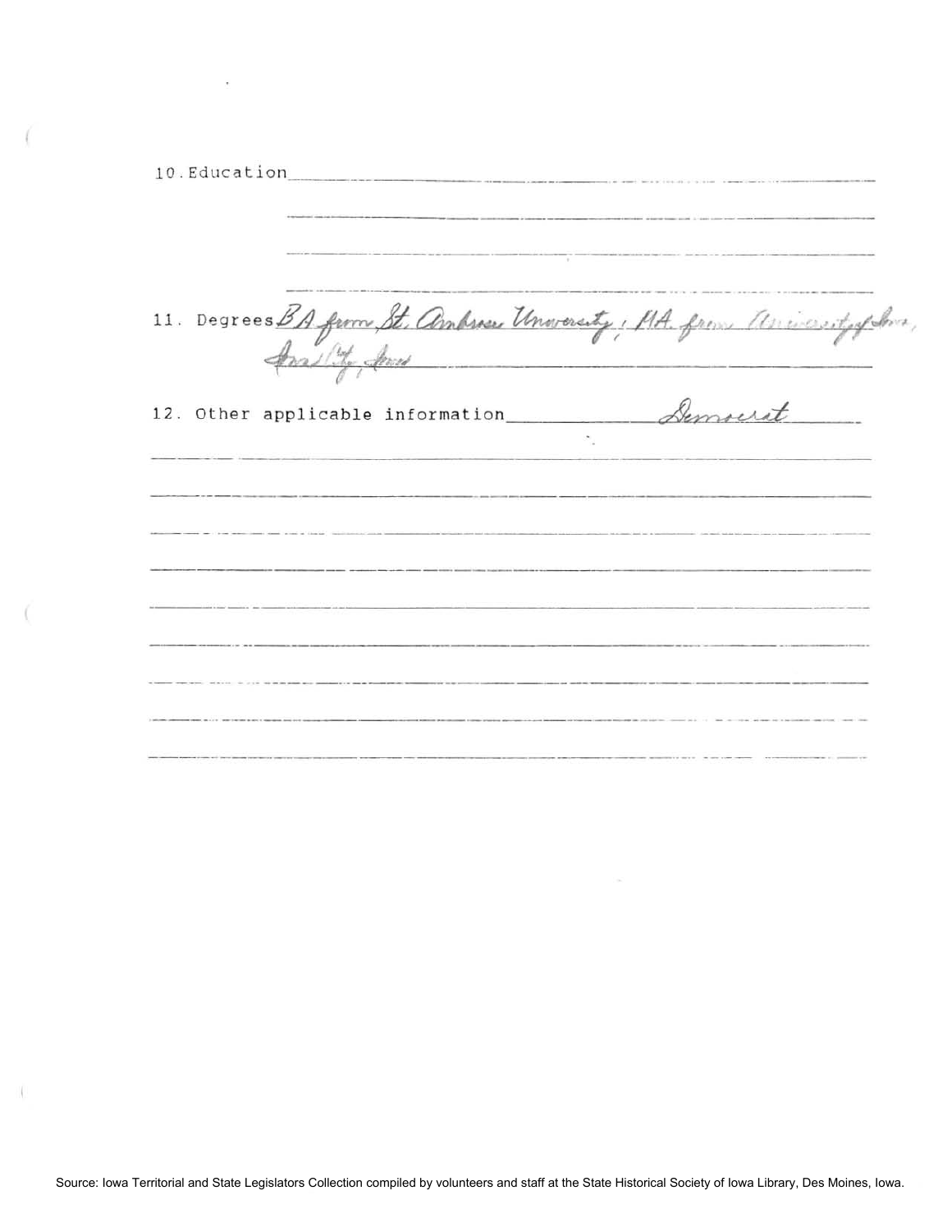10. Education

11. Degrees BA from St. Ambrose University; MA from University of Iowa, Iowa City, Iowa

12. Other applicable information Democrat

Source: Iowa Territorial and State Legislators Collection compiled by volunteers and staff at the State Historical Society of Iowa Library, Des Moines, Iowa.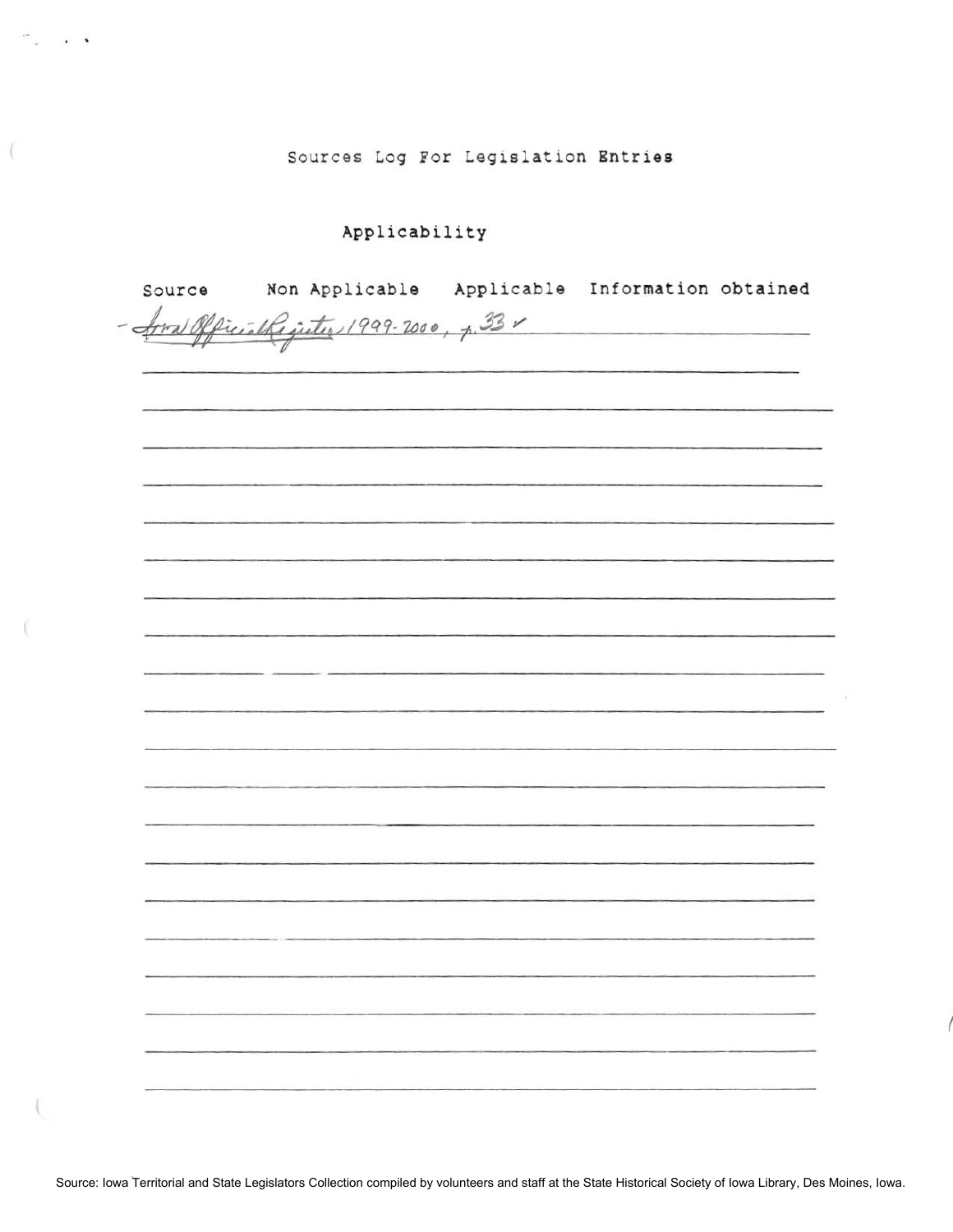# Sources Log For Legislation Entries

## Applicability

| Source | Non Applicable | Applicable | Information obtained |
|---|---|---|---|
| - Iowa Official Register 1999-2000, p. 33 ✓ | | | |

Source: Iowa Territorial and State Legislators Collection compiled by volunteers and staff at the State Historical Society of Iowa Library, Des Moines, Iowa.